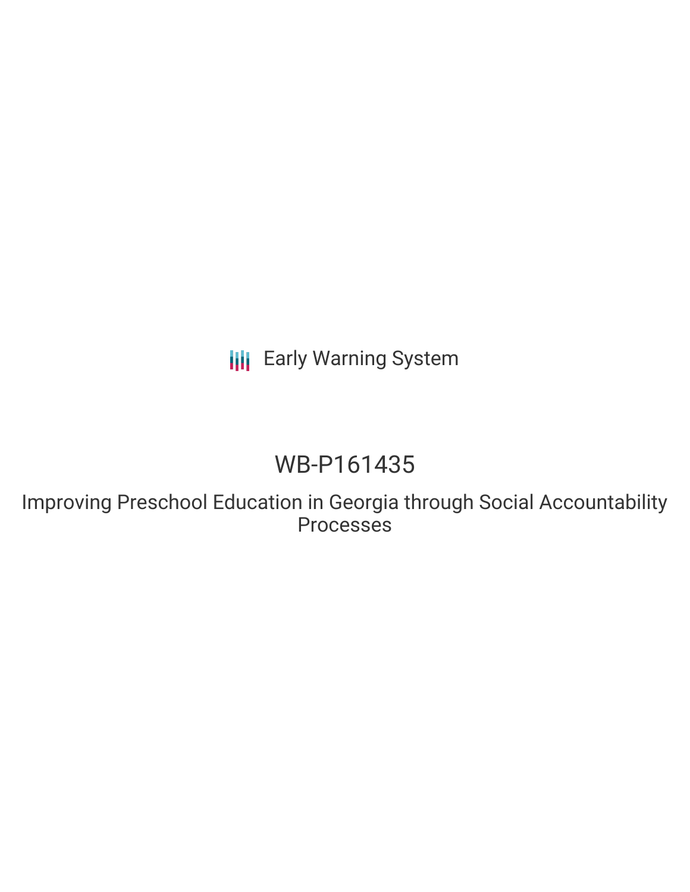Early Warning System

# WB-P161435

## Improving Preschool Education in Georgia through Social Accountability Processes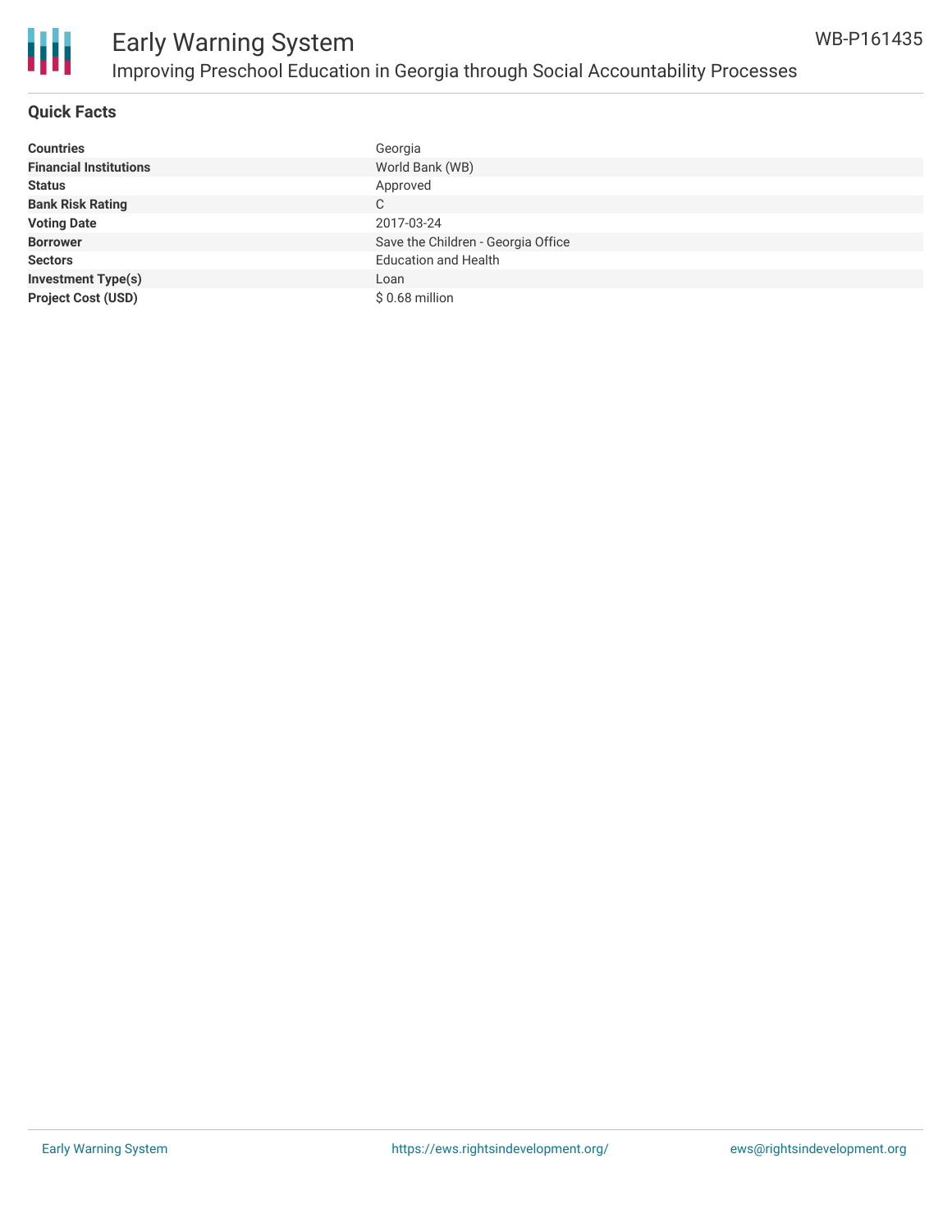## Quick Facts

| | |
|---|---|
| **Countries** | Georgia |
| **Financial Institutions** | World Bank (WB) |
| **Status** | Approved |
| **Bank Risk Rating** | C |
| **Voting Date** | 2017-03-24 |
| **Borrower** | Save the Children - Georgia Office |
| **Sectors** | Education and Health |
| **Investment Type(s)** | Loan |
| **Project Cost (USD)** | $ 0.68 million |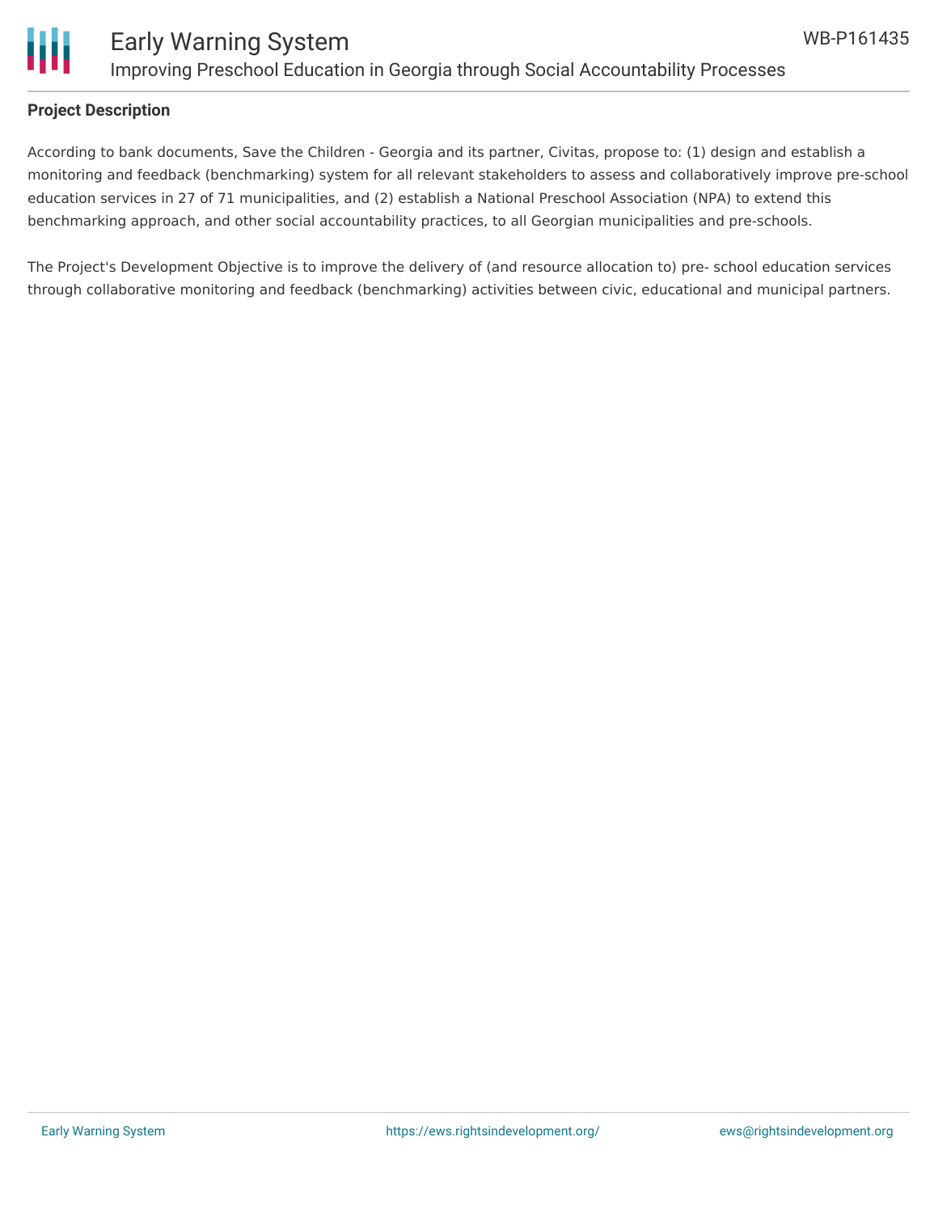## Project Description

According to bank documents, Save the Children - Georgia and its partner, Civitas, propose to: (1) design and establish a monitoring and feedback (benchmarking) system for all relevant stakeholders to assess and collaboratively improve pre-school education services in 27 of 71 municipalities, and (2) establish a National Preschool Association (NPA) to extend this benchmarking approach, and other social accountability practices, to all Georgian municipalities and pre-schools.

The Project's Development Objective is to improve the delivery of (and resource allocation to) pre- school education services through collaborative monitoring and feedback (benchmarking) activities between civic, educational and municipal partners.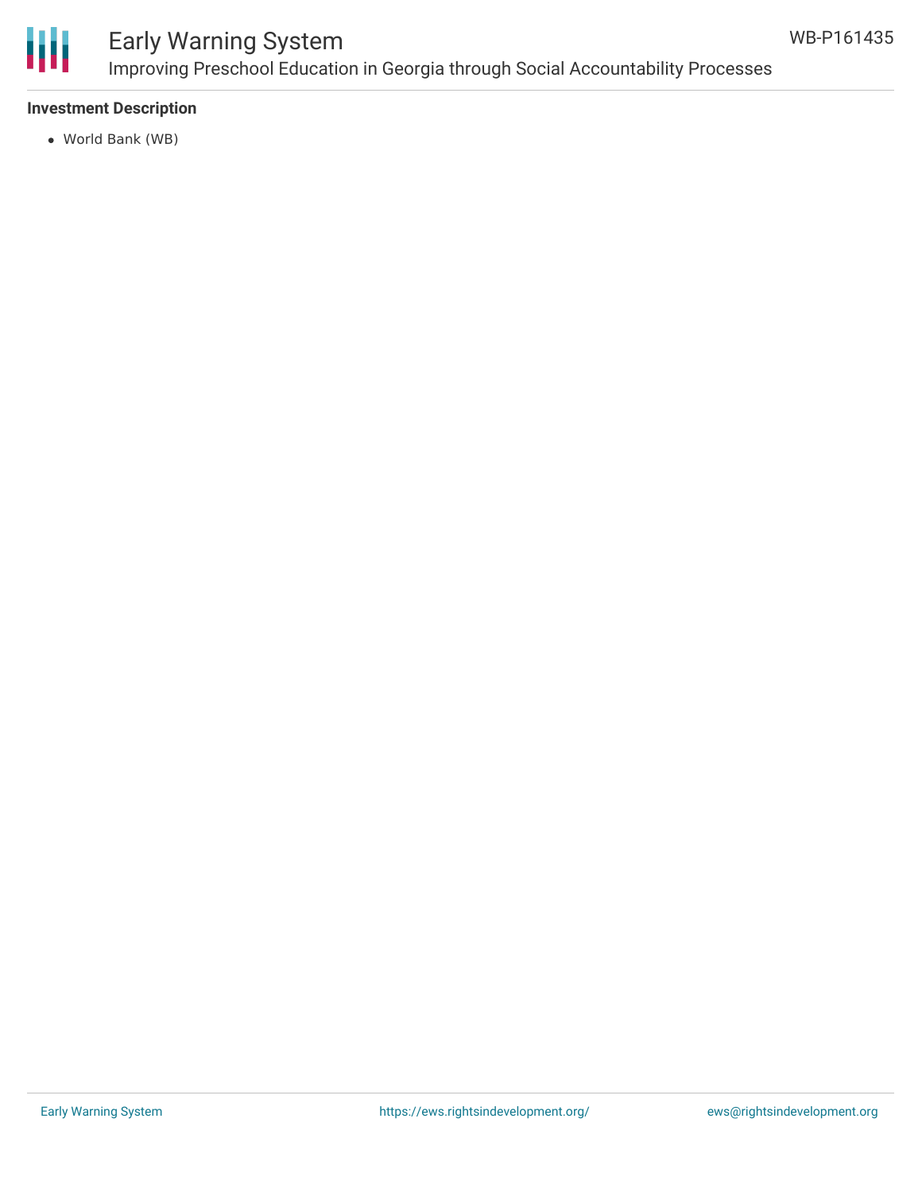**Investment Description**

- World Bank (WB)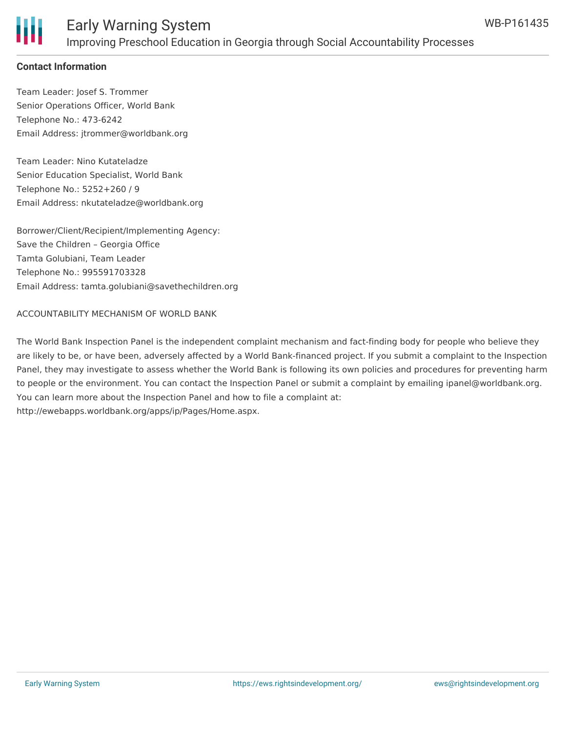**Contact Information**

Team Leader: Josef S. Trommer
Senior Operations Officer, World Bank
Telephone No.: 473-6242
Email Address: jtrommer@worldbank.org

Team Leader: Nino Kutateladze
Senior Education Specialist, World Bank
Telephone No.: 5252+260 / 9
Email Address: nkutateladze@worldbank.org

Borrower/Client/Recipient/Implementing Agency:
Save the Children – Georgia Office
Tamta Golubiani, Team Leader
Telephone No.: 995591703328
Email Address: tamta.golubiani@savethechildren.org

ACCOUNTABILITY MECHANISM OF WORLD BANK

The World Bank Inspection Panel is the independent complaint mechanism and fact-finding body for people who believe they are likely to be, or have been, adversely affected by a World Bank-financed project. If you submit a complaint to the Inspection Panel, they may investigate to assess whether the World Bank is following its own policies and procedures for preventing harm to people or the environment. You can contact the Inspection Panel or submit a complaint by emailing ipanel@worldbank.org. You can learn more about the Inspection Panel and how to file a complaint at: http://ewebapps.worldbank.org/apps/ip/Pages/Home.aspx.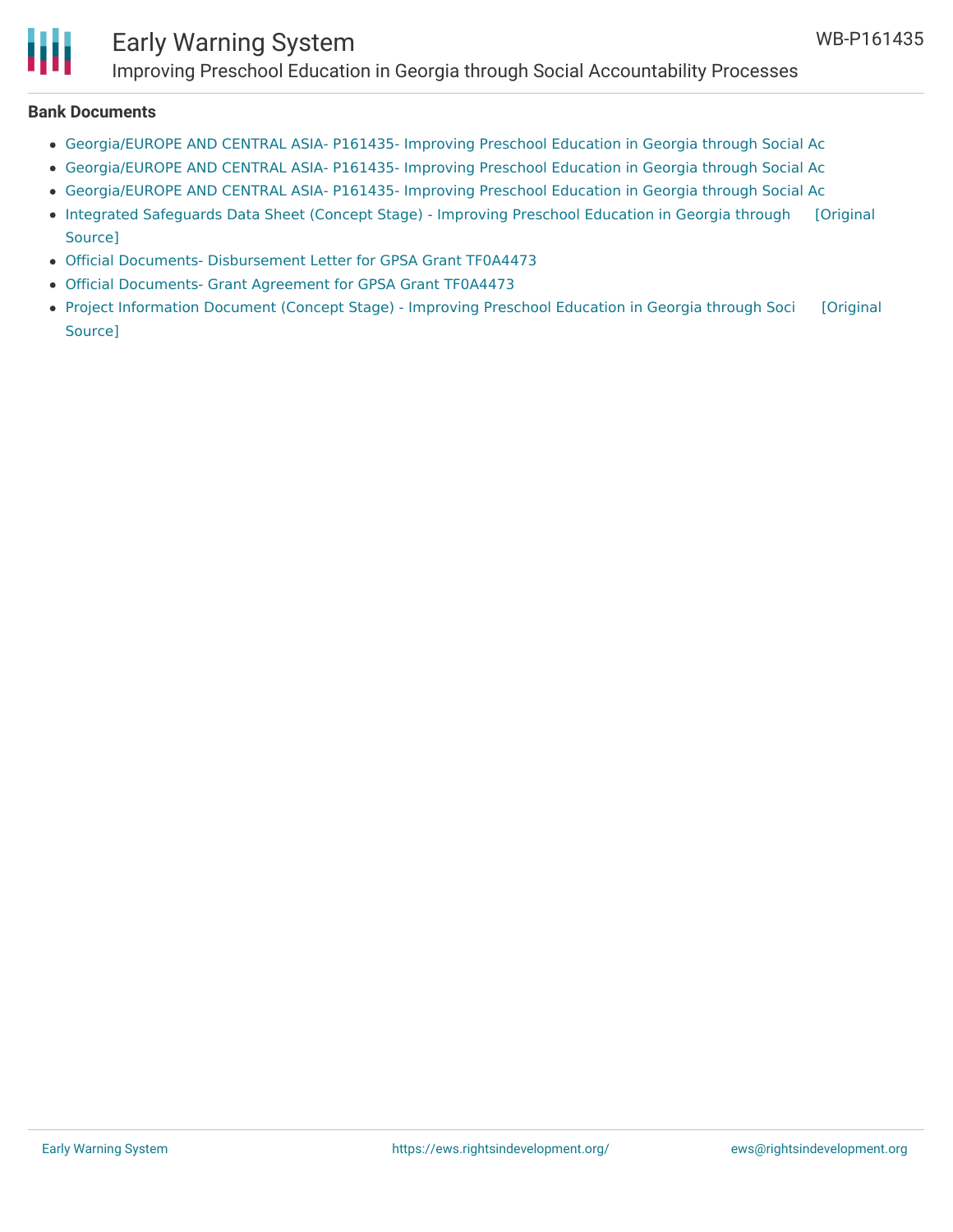**Bank Documents**

- Georgia/EUROPE AND CENTRAL ASIA- P161435- Improving Preschool Education in Georgia through Social Ac
- Georgia/EUROPE AND CENTRAL ASIA- P161435- Improving Preschool Education in Georgia through Social Ac
- Georgia/EUROPE AND CENTRAL ASIA- P161435- Improving Preschool Education in Georgia through Social Ac
- Integrated Safeguards Data Sheet (Concept Stage) - Improving Preschool Education in Georgia through [Original Source]
- Official Documents- Disbursement Letter for GPSA Grant TF0A4473
- Official Documents- Grant Agreement for GPSA Grant TF0A4473
- Project Information Document (Concept Stage) - Improving Preschool Education in Georgia through Soci [Original Source]